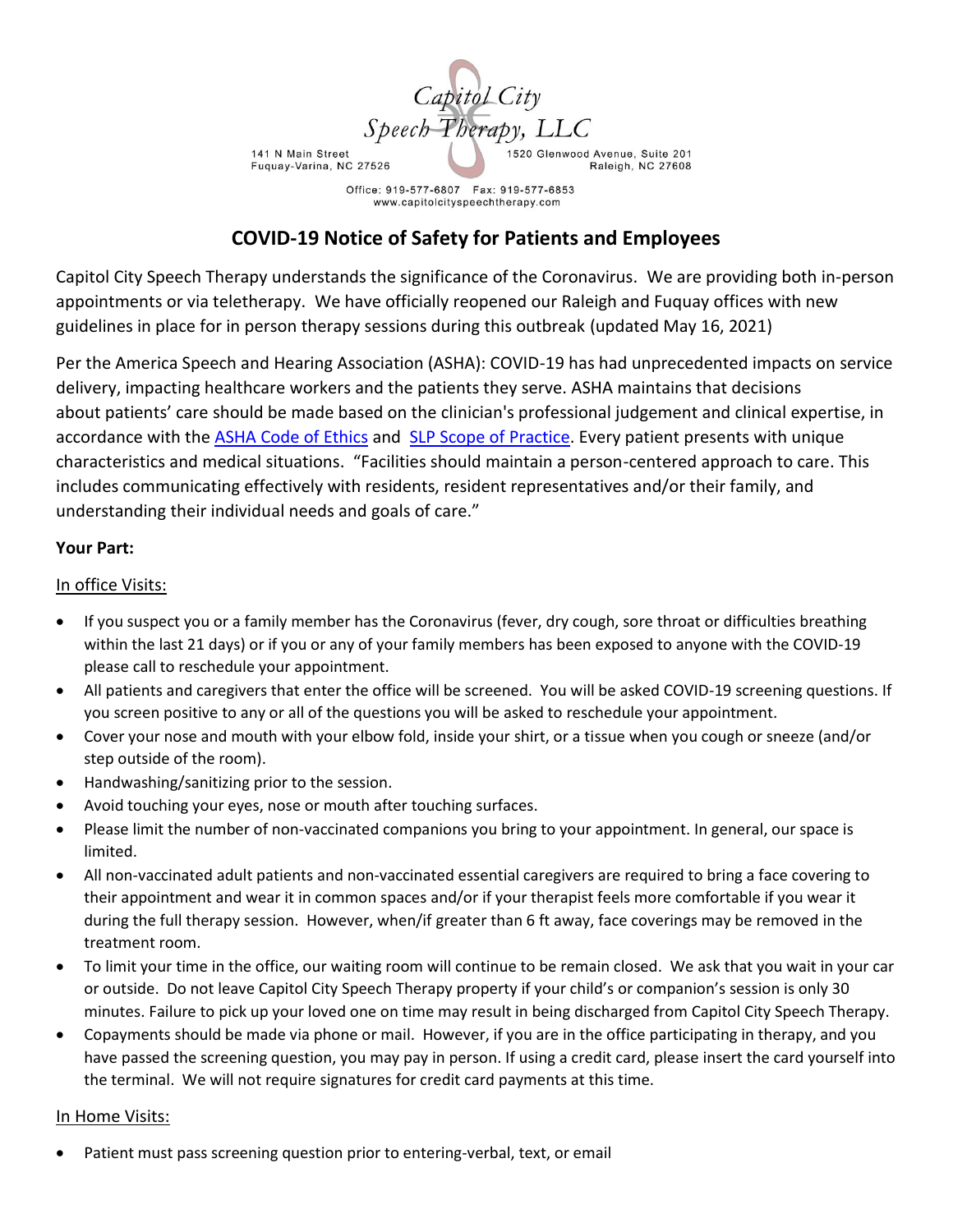Capitol City Speech Therapy, LLC

141 N Main Street
Fuquay-Varina, NC 27526

1520 Glenwood Avenue, Suite 201
Raleigh, NC 27608

Office: 919-577-6807 Fax: 919-577-6853
www.capitolcityspeechtherapy.com

# COVID-19 Notice of Safety for Patients and Employees

Capitol City Speech Therapy understands the significance of the Coronavirus. We are providing both in-person appointments or via teletherapy. We have officially reopened our Raleigh and Fuquay offices with new guidelines in place for in person therapy sessions during this outbreak (updated May 16, 2021)

Per the America Speech and Hearing Association (ASHA): COVID-19 has had unprecedented impacts on service delivery, impacting healthcare workers and the patients they serve. ASHA maintains that decisions about patients' care should be made based on the clinician's professional judgement and clinical expertise, in accordance with the ASHA Code of Ethics and SLP Scope of Practice. Every patient presents with unique characteristics and medical situations. "Facilities should maintain a person-centered approach to care. This includes communicating effectively with residents, resident representatives and/or their family, and understanding their individual needs and goals of care."

**Your Part:**

In office Visits:

- If you suspect you or a family member has the Coronavirus (fever, dry cough, sore throat or difficulties breathing within the last 21 days) or if you or any of your family members has been exposed to anyone with the COVID-19 please call to reschedule your appointment.
- All patients and caregivers that enter the office will be screened. You will be asked COVID-19 screening questions. If you screen positive to any or all of the questions you will be asked to reschedule your appointment.
- Cover your nose and mouth with your elbow fold, inside your shirt, or a tissue when you cough or sneeze (and/or step outside of the room).
- Handwashing/sanitizing prior to the session.
- Avoid touching your eyes, nose or mouth after touching surfaces.
- Please limit the number of non-vaccinated companions you bring to your appointment. In general, our space is limited.
- All non-vaccinated adult patients and non-vaccinated essential caregivers are required to bring a face covering to their appointment and wear it in common spaces and/or if your therapist feels more comfortable if you wear it during the full therapy session. However, when/if greater than 6 ft away, face coverings may be removed in the treatment room.
- To limit your time in the office, our waiting room will continue to be remain closed. We ask that you wait in your car or outside. Do not leave Capitol City Speech Therapy property if your child's or companion's session is only 30 minutes. Failure to pick up your loved one on time may result in being discharged from Capitol City Speech Therapy.
- Copayments should be made via phone or mail. However, if you are in the office participating in therapy, and you have passed the screening question, you may pay in person. If using a credit card, please insert the card yourself into the terminal. We will not require signatures for credit card payments at this time.

In Home Visits:

- Patient must pass screening question prior to entering-verbal, text, or email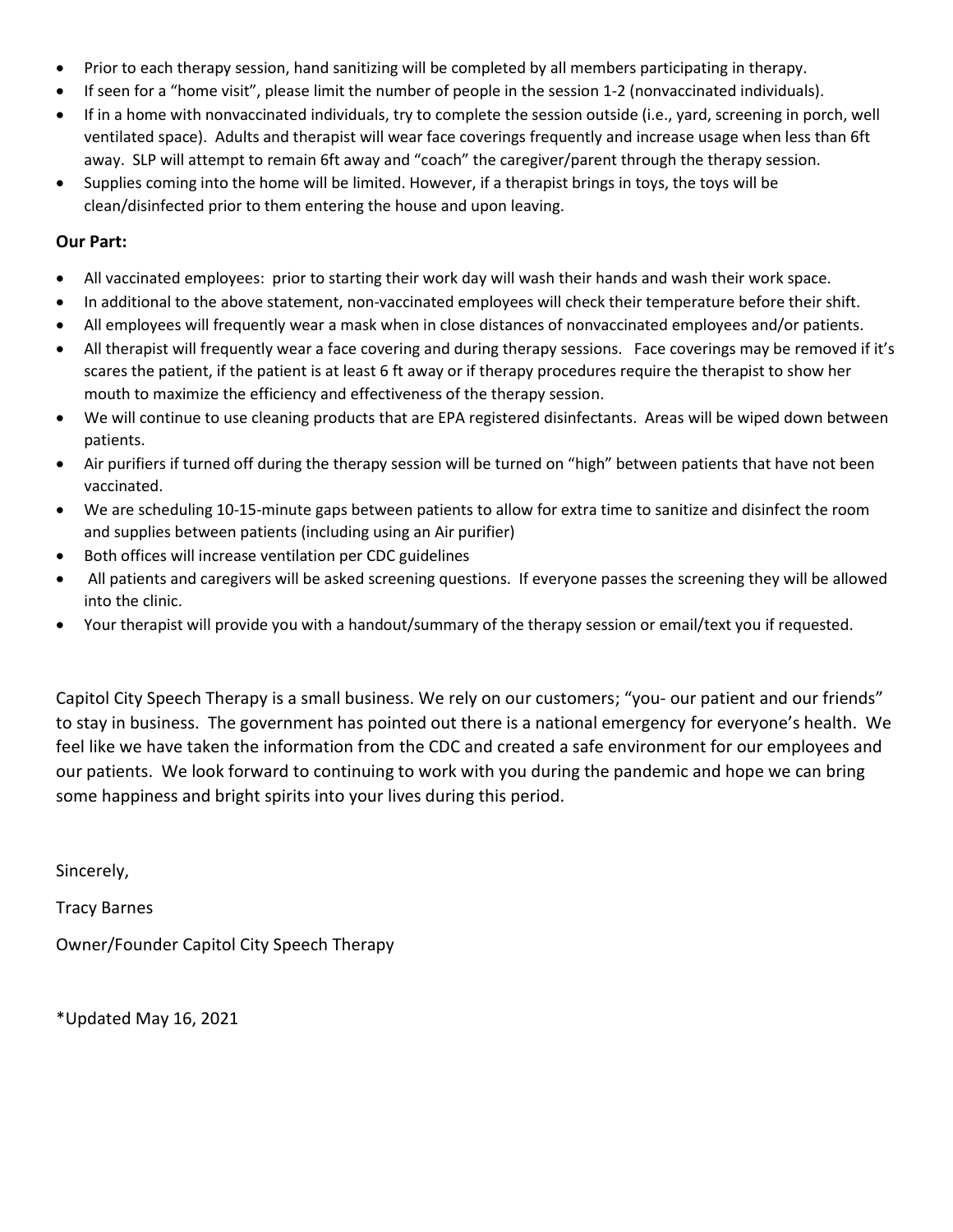- Prior to each therapy session, hand sanitizing will be completed by all members participating in therapy.
- If seen for a "home visit", please limit the number of people in the session 1-2 (nonvaccinated individuals).
- If in a home with nonvaccinated individuals, try to complete the session outside (i.e., yard, screening in porch, well ventilated space). Adults and therapist will wear face coverings frequently and increase usage when less than 6ft away. SLP will attempt to remain 6ft away and "coach" the caregiver/parent through the therapy session.
- Supplies coming into the home will be limited. However, if a therapist brings in toys, the toys will be clean/disinfected prior to them entering the house and upon leaving.

**Our Part:**

- All vaccinated employees: prior to starting their work day will wash their hands and wash their work space.
- In additional to the above statement, non-vaccinated employees will check their temperature before their shift.
- All employees will frequently wear a mask when in close distances of nonvaccinated employees and/or patients.
- All therapist will frequently wear a face covering and during therapy sessions. Face coverings may be removed if it's scares the patient, if the patient is at least 6 ft away or if therapy procedures require the therapist to show her mouth to maximize the efficiency and effectiveness of the therapy session.
- We will continue to use cleaning products that are EPA registered disinfectants. Areas will be wiped down between patients.
- Air purifiers if turned off during the therapy session will be turned on "high" between patients that have not been vaccinated.
- We are scheduling 10-15-minute gaps between patients to allow for extra time to sanitize and disinfect the room and supplies between patients (including using an Air purifier)
- Both offices will increase ventilation per CDC guidelines
- All patients and caregivers will be asked screening questions. If everyone passes the screening they will be allowed into the clinic.
- Your therapist will provide you with a handout/summary of the therapy session or email/text you if requested.

Capitol City Speech Therapy is a small business. We rely on our customers; "you- our patient and our friends" to stay in business. The government has pointed out there is a national emergency for everyone's health. We feel like we have taken the information from the CDC and created a safe environment for our employees and our patients. We look forward to continuing to work with you during the pandemic and hope we can bring some happiness and bright spirits into your lives during this period.

Sincerely,

Tracy Barnes

Owner/Founder Capitol City Speech Therapy

*Updated May 16, 2021